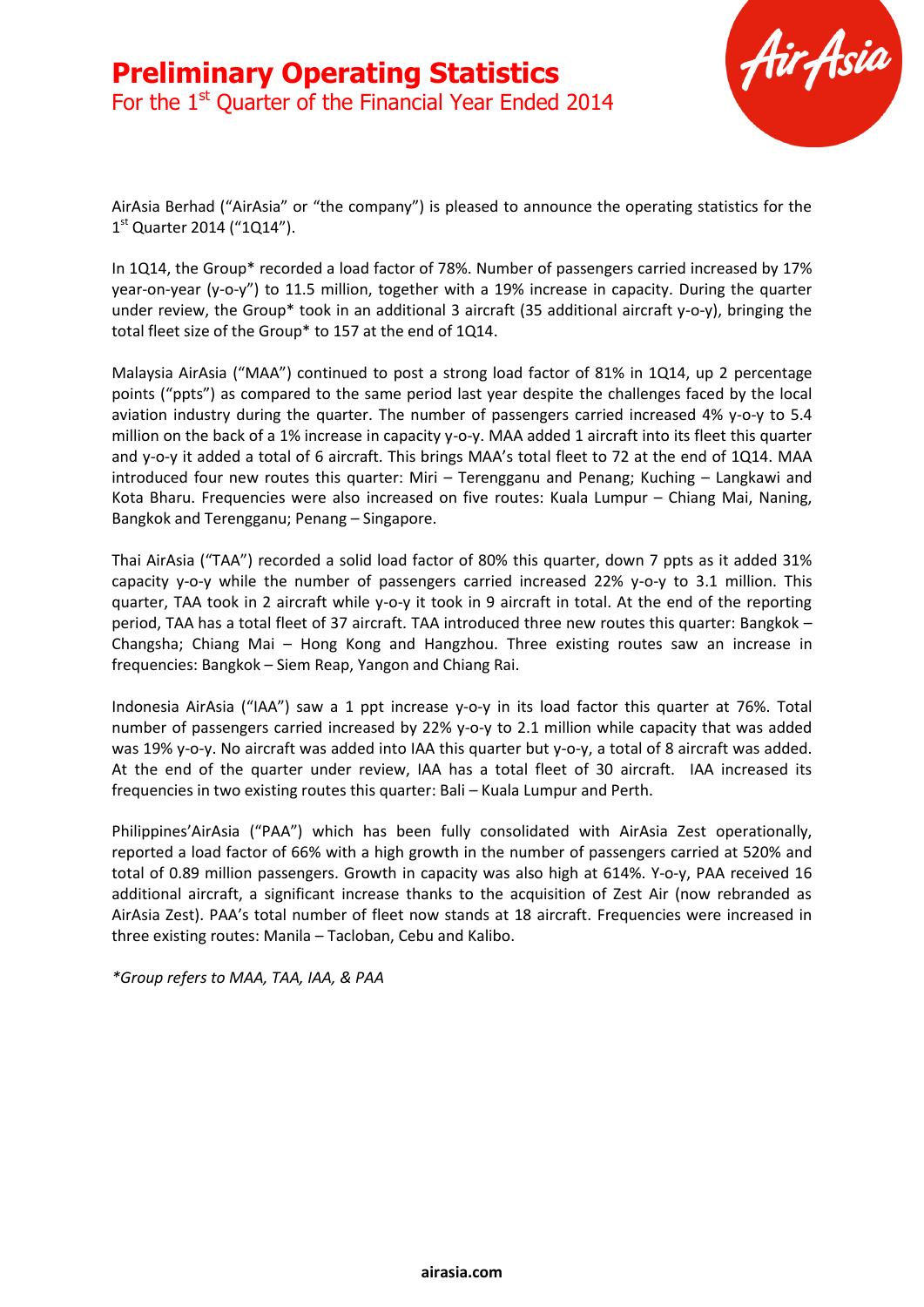# Preliminary Operating Statistics

## For the 1st Quarter of the Financial Year Ended 2014

AirAsia Berhad ("AirAsia" or "the company") is pleased to announce the operating statistics for the 1st Quarter 2014 ("1Q14").

In 1Q14, the Group* recorded a load factor of 78%. Number of passengers carried increased by 17% year-on-year (y-o-y") to 11.5 million, together with a 19% increase in capacity. During the quarter under review, the Group* took in an additional 3 aircraft (35 additional aircraft y-o-y), bringing the total fleet size of the Group* to 157 at the end of 1Q14.

Malaysia AirAsia ("MAA") continued to post a strong load factor of 81% in 1Q14, up 2 percentage points ("ppts") as compared to the same period last year despite the challenges faced by the local aviation industry during the quarter. The number of passengers carried increased 4% y-o-y to 5.4 million on the back of a 1% increase in capacity y-o-y. MAA added 1 aircraft into its fleet this quarter and y-o-y it added a total of 6 aircraft. This brings MAA's total fleet to 72 at the end of 1Q14. MAA introduced four new routes this quarter: Miri – Terengganu and Penang; Kuching – Langkawi and Kota Bharu. Frequencies were also increased on five routes: Kuala Lumpur – Chiang Mai, Naning, Bangkok and Terengganu; Penang – Singapore.

Thai AirAsia ("TAA") recorded a solid load factor of 80% this quarter, down 7 ppts as it added 31% capacity y-o-y while the number of passengers carried increased 22% y-o-y to 3.1 million. This quarter, TAA took in 2 aircraft while y-o-y it took in 9 aircraft in total. At the end of the reporting period, TAA has a total fleet of 37 aircraft. TAA introduced three new routes this quarter: Bangkok – Changsha; Chiang Mai – Hong Kong and Hangzhou. Three existing routes saw an increase in frequencies: Bangkok – Siem Reap, Yangon and Chiang Rai.

Indonesia AirAsia ("IAA") saw a 1 ppt increase y-o-y in its load factor this quarter at 76%. Total number of passengers carried increased by 22% y-o-y to 2.1 million while capacity that was added was 19% y-o-y. No aircraft was added into IAA this quarter but y-o-y, a total of 8 aircraft was added. At the end of the quarter under review, IAA has a total fleet of 30 aircraft. IAA increased its frequencies in two existing routes this quarter: Bali – Kuala Lumpur and Perth.

Philippines'AirAsia ("PAA") which has been fully consolidated with AirAsia Zest operationally, reported a load factor of 66% with a high growth in the number of passengers carried at 520% and total of 0.89 million passengers. Growth in capacity was also high at 614%. Y-o-y, PAA received 16 additional aircraft, a significant increase thanks to the acquisition of Zest Air (now rebranded as AirAsia Zest). PAA's total number of fleet now stands at 18 aircraft. Frequencies were increased in three existing routes: Manila – Tacloban, Cebu and Kalibo.

*\*Group refers to MAA, TAA, IAA, & PAA*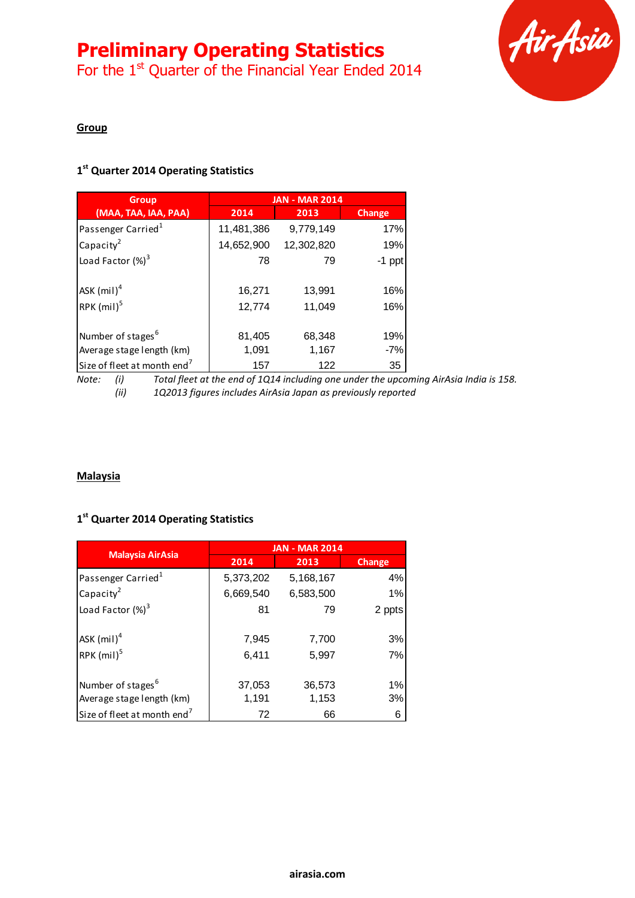# Preliminary Operating Statistics

For the 1st Quarter of the Financial Year Ended 2014

## Group

### 1st Quarter 2014 Operating Statistics

| Group (MAA, TAA, IAA, PAA) | JAN - MAR 2014 | | |
|---|---|---|---|
| | 2014 | 2013 | Change |
| Passenger Carried[1] | 11,481,386 | 9,779,149 | 17% |
| Capacity[2] | 14,652,900 | 12,302,820 | 19% |
| Load Factor (%)[3] | 78 | 79 | -1 ppt |
| ASK (mil)[4] | 16,271 | 13,991 | 16% |
| RPK (mil)[5] | 12,774 | 11,049 | 16% |
| Number of stages[6] | 81,405 | 68,348 | 19% |
| Average stage length (km) | 1,091 | 1,167 | -7% |
| Size of fleet at month end[7] | 157 | 122 | 35 |

Note: (i) *Total fleet at the end of 1Q14 including one under the upcoming AirAsia India is 158.*
(ii) *1Q2013 figures includes AirAsia Japan as previously reported*

## Malaysia

### 1st Quarter 2014 Operating Statistics

| Malaysia AirAsia | JAN - MAR 2014 | | |
|---|---|---|---|
| | 2014 | 2013 | Change |
| Passenger Carried[1] | 5,373,202 | 5,168,167 | 4% |
| Capacity[2] | 6,669,540 | 6,583,500 | 1% |
| Load Factor (%)[3] | 81 | 79 | 2 ppts |
| ASK (mil)[4] | 7,945 | 7,700 | 3% |
| RPK (mil)[5] | 6,411 | 5,997 | 7% |
| Number of stages[6] | 37,053 | 36,573 | 1% |
| Average stage length (km) | 1,191 | 1,153 | 3% |
| Size of fleet at month end[7] | 72 | 66 | 6 |

airasia.com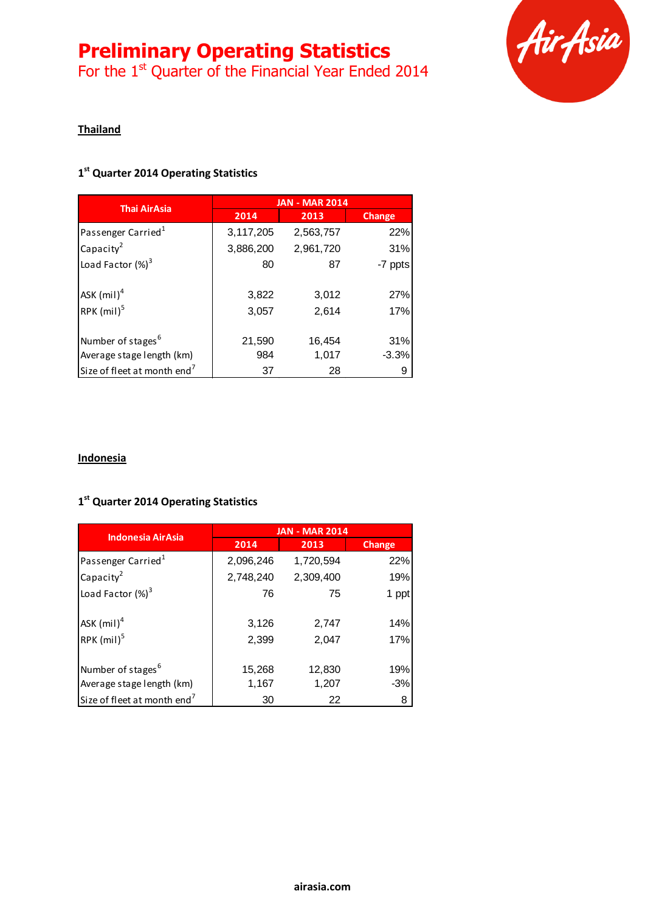# Preliminary Operating Statistics

For the 1st Quarter of the Financial Year Ended 2014

## Thailand

### 1st Quarter 2014 Operating Statistics

| Thai AirAsia | JAN - MAR 2014 | | |
|---|---|---|---|
| | 2014 | 2013 | Change |
| Passenger Carried[1] | 3,117,205 | 2,563,757 | 22% |
| Capacity[2] | 3,886,200 | 2,961,720 | 31% |
| Load Factor (%)[3] | 80 | 87 | -7 ppts |
| | | | |
| ASK (mil)[4] | 3,822 | 3,012 | 27% |
| RPK (mil)[5] | 3,057 | 2,614 | 17% |
| | | | |
| Number of stages[6] | 21,590 | 16,454 | 31% |
| Average stage length (km) | 984 | 1,017 | -3.3% |
| Size of fleet at month end[7] | 37 | 28 | 9 |

## Indonesia

### 1st Quarter 2014 Operating Statistics

| Indonesia AirAsia | JAN - MAR 2014 | | |
|---|---|---|---|
| | 2014 | 2013 | Change |
| Passenger Carried[1] | 2,096,246 | 1,720,594 | 22% |
| Capacity[2] | 2,748,240 | 2,309,400 | 19% |
| Load Factor (%)[3] | 76 | 75 | 1 ppt |
| | | | |
| ASK (mil)[4] | 3,126 | 2,747 | 14% |
| RPK (mil)[5] | 2,399 | 2,047 | 17% |
| | | | |
| Number of stages[6] | 15,268 | 12,830 | 19% |
| Average stage length (km) | 1,167 | 1,207 | -3% |
| Size of fleet at month end[7] | 30 | 22 | 8 |

airasia.com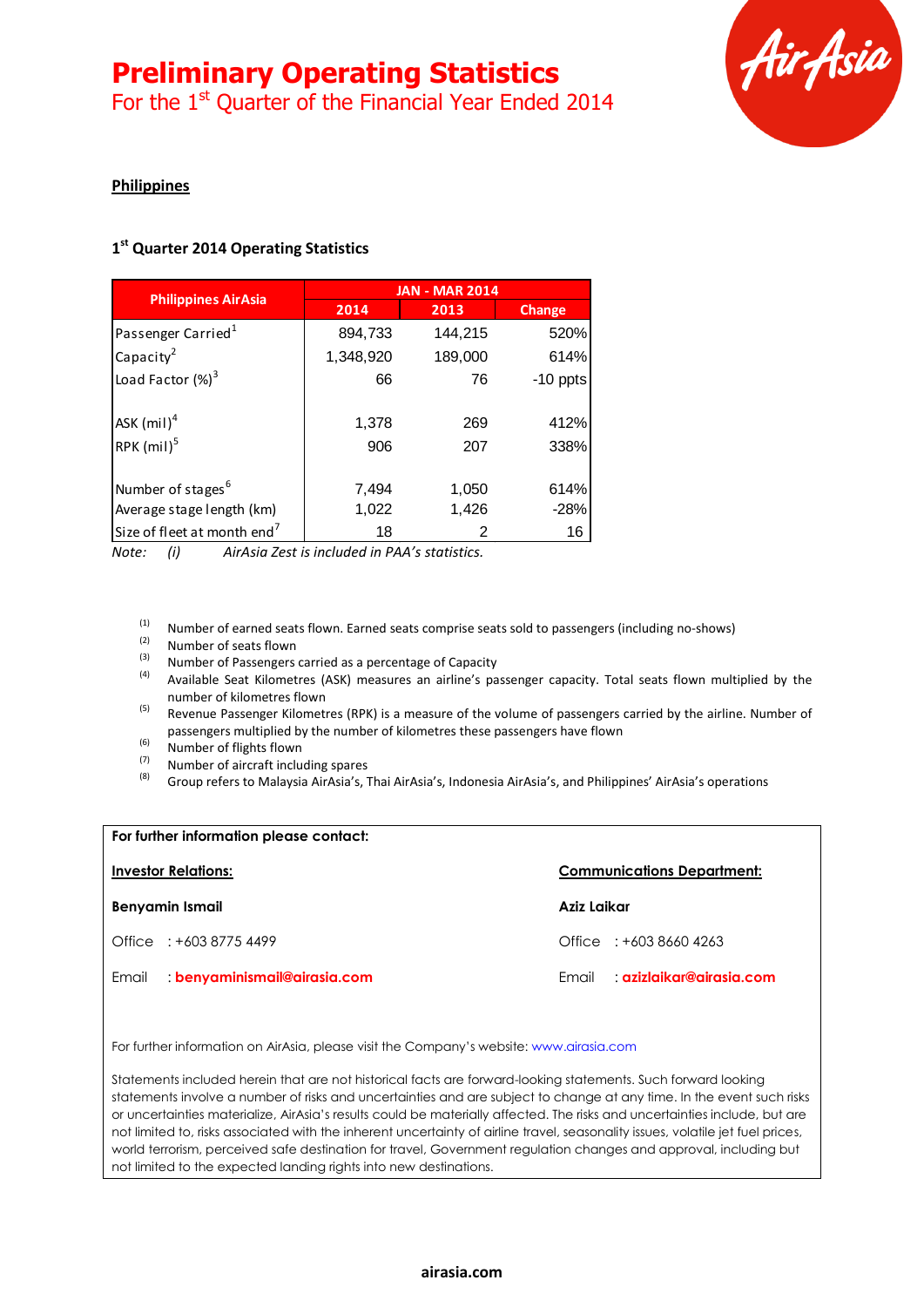# Preliminary Operating Statistics

For the 1st Quarter of the Financial Year Ended 2014

AirAsia

**Philippines**

### 1st Quarter 2014 Operating Statistics

| Philippines AirAsia | JAN - MAR 2014 | | |
|---|---|---|---|
| | 2014 | 2013 | Change |
| Passenger Carried[1] | 894,733 | 144,215 | 520% |
| Capacity[2] | 1,348,920 | 189,000 | 614% |
| Load Factor (%)[3] | 66 | 76 | -10 ppts |
| ASK (mil)[4] | 1,378 | 269 | 412% |
| RPK (mil)[5] | 906 | 207 | 338% |
| Number of stages[6] | 7,494 | 1,050 | 614% |
| Average stage length (km) | 1,022 | 1,426 | -28% |
| Size of fleet at month end[7] | 18 | 2 | 16 |

*Note: (i) AirAsia Zest is included in PAA's statistics.*

(1) Number of earned seats flown. Earned seats comprise seats sold to passengers (including no-shows)
(2) Number of seats flown
(3) Number of Passengers carried as a percentage of Capacity
(4) Available Seat Kilometres (ASK) measures an airline's passenger capacity. Total seats flown multiplied by the number of kilometres flown
(5) Revenue Passenger Kilometres (RPK) is a measure of the volume of passengers carried by the airline. Number of passengers multiplied by the number of kilometres these passengers have flown
(6) Number of flights flown
(7) Number of aircraft including spares
(8) Group refers to Malaysia AirAsia's, Thai AirAsia's, Indonesia AirAsia's, and Philippines' AirAsia's operations

**For further information please contact:**

**Investor Relations:**

**Benyamin Ismail**

Office : +603 8775 4499

Email : **benyaminismail@airasia.com**

**Communications Department:**

**Aziz Laikar**

Office : +603 8660 4263

Email : **azizlaikar@airasia.com**

For further information on AirAsia, please visit the Company's website: www.airasia.com

Statements included herein that are not historical facts are forward-looking statements. Such forward looking statements involve a number of risks and uncertainties and are subject to change at any time. In the event such risks or uncertainties materialize, AirAsia's results could be materially affected. The risks and uncertainties include, but are not limited to, risks associated with the inherent uncertainty of airline travel, seasonality issues, volatile jet fuel prices, world terrorism, perceived safe destination for travel, Government regulation changes and approval, including but not limited to the expected landing rights into new destinations.